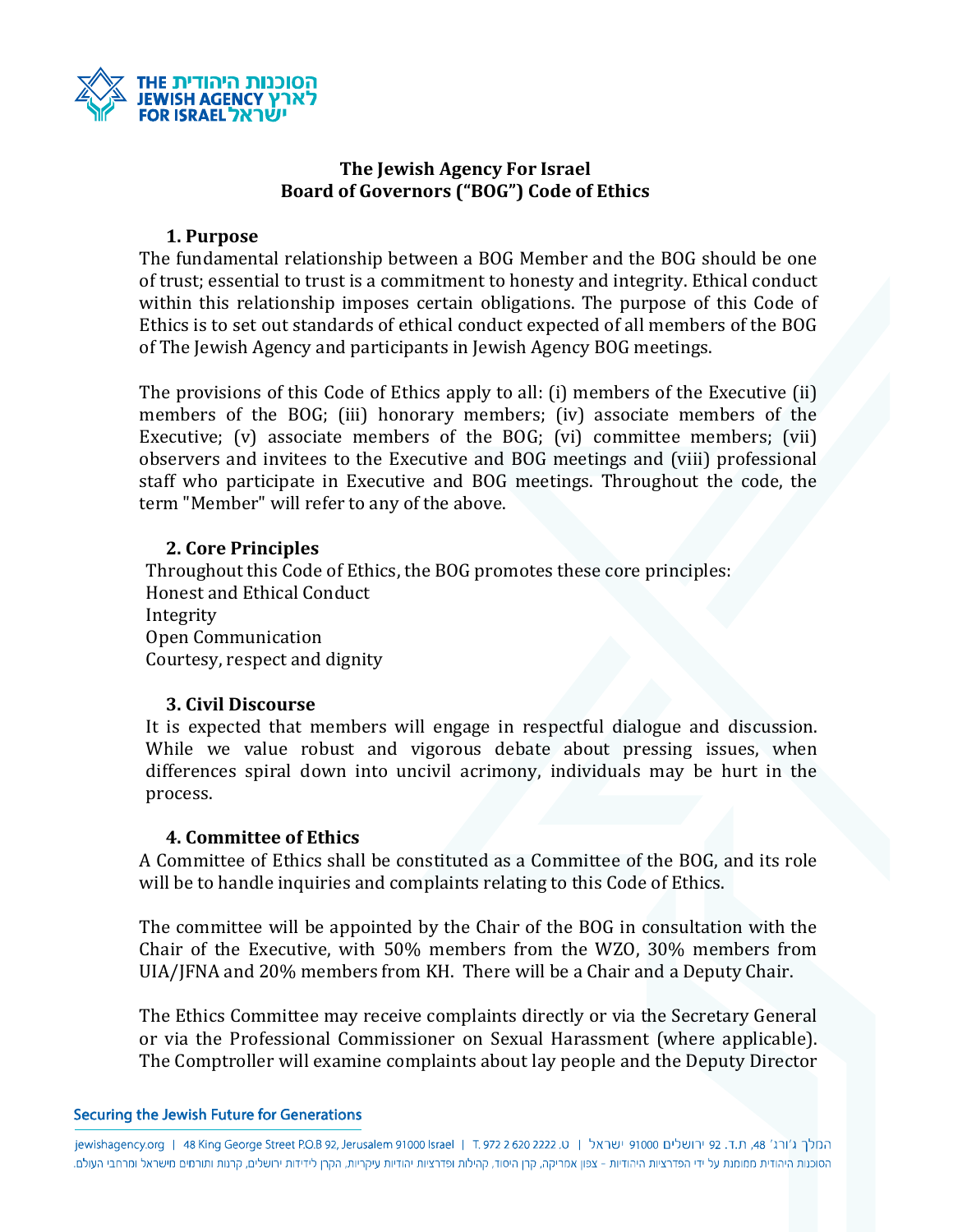**The Jewish Agency For Israel**
**Board of Governors ("BOG") Code of Ethics**

## 1. Purpose

The fundamental relationship between a BOG Member and the BOG should be one of trust; essential to trust is a commitment to honesty and integrity. Ethical conduct within this relationship imposes certain obligations. The purpose of this Code of Ethics is to set out standards of ethical conduct expected of all members of the BOG of The Jewish Agency and participants in Jewish Agency BOG meetings.

The provisions of this Code of Ethics apply to all: (i) members of the Executive (ii) members of the BOG; (iii) honorary members; (iv) associate members of the Executive; (v) associate members of the BOG; (vi) committee members; (vii) observers and invitees to the Executive and BOG meetings and (viii) professional staff who participate in Executive and BOG meetings. Throughout the code, the term "Member" will refer to any of the above.

## 2. Core Principles

Throughout this Code of Ethics, the BOG promotes these core principles:
Honest and Ethical Conduct
Integrity
Open Communication
Courtesy, respect and dignity

## 3. Civil Discourse

It is expected that members will engage in respectful dialogue and discussion. While we value robust and vigorous debate about pressing issues, when differences spiral down into uncivil acrimony, individuals may be hurt in the process.

## 4. Committee of Ethics

A Committee of Ethics shall be constituted as a Committee of the BOG, and its role will be to handle inquiries and complaints relating to this Code of Ethics.

The committee will be appointed by the Chair of the BOG in consultation with the Chair of the Executive, with 50% members from the WZO, 30% members from UIA/JFNA and 20% members from KH. There will be a Chair and a Deputy Chair.

The Ethics Committee may receive complaints directly or via the Secretary General or via the Professional Commissioner on Sexual Harassment (where applicable). The Comptroller will examine complaints about lay people and the Deputy Director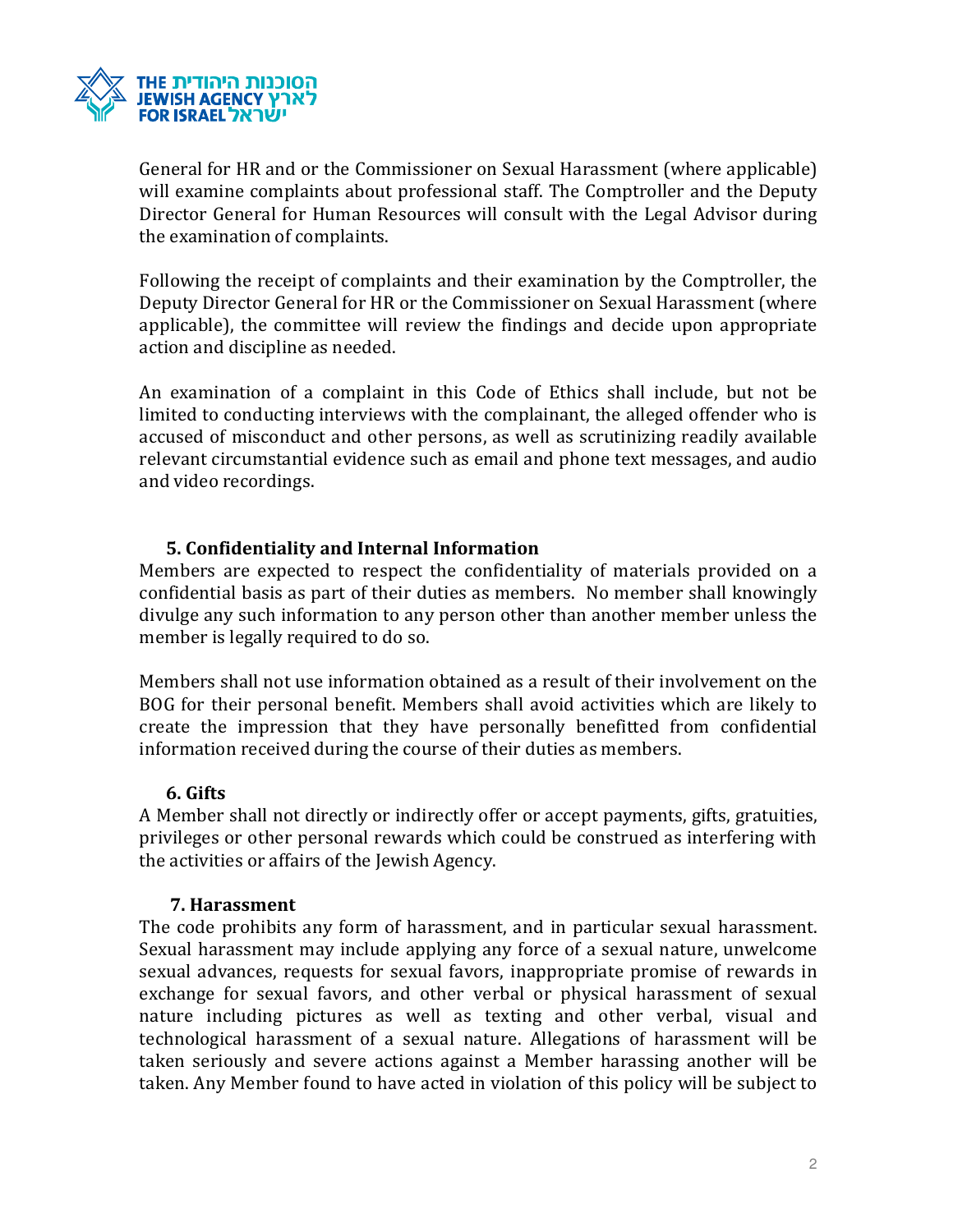General for HR and or the Commissioner on Sexual Harassment (where applicable) will examine complaints about professional staff. The Comptroller and the Deputy Director General for Human Resources will consult with the Legal Advisor during the examination of complaints.

Following the receipt of complaints and their examination by the Comptroller, the Deputy Director General for HR or the Commissioner on Sexual Harassment (where applicable), the committee will review the findings and decide upon appropriate action and discipline as needed.

An examination of a complaint in this Code of Ethics shall include, but not be limited to conducting interviews with the complainant, the alleged offender who is accused of misconduct and other persons, as well as scrutinizing readily available relevant circumstantial evidence such as email and phone text messages, and audio and video recordings.

**5. Confidentiality and Internal Information**

Members are expected to respect the confidentiality of materials provided on a confidential basis as part of their duties as members. No member shall knowingly divulge any such information to any person other than another member unless the member is legally required to do so.

Members shall not use information obtained as a result of their involvement on the BOG for their personal benefit. Members shall avoid activities which are likely to create the impression that they have personally benefitted from confidential information received during the course of their duties as members.

**6. Gifts**

A Member shall not directly or indirectly offer or accept payments, gifts, gratuities, privileges or other personal rewards which could be construed as interfering with the activities or affairs of the Jewish Agency.

**7. Harassment**

The code prohibits any form of harassment, and in particular sexual harassment. Sexual harassment may include applying any force of a sexual nature, unwelcome sexual advances, requests for sexual favors, inappropriate promise of rewards in exchange for sexual favors, and other verbal or physical harassment of sexual nature including pictures as well as texting and other verbal, visual and technological harassment of a sexual nature. Allegations of harassment will be taken seriously and severe actions against a Member harassing another will be taken. Any Member found to have acted in violation of this policy will be subject to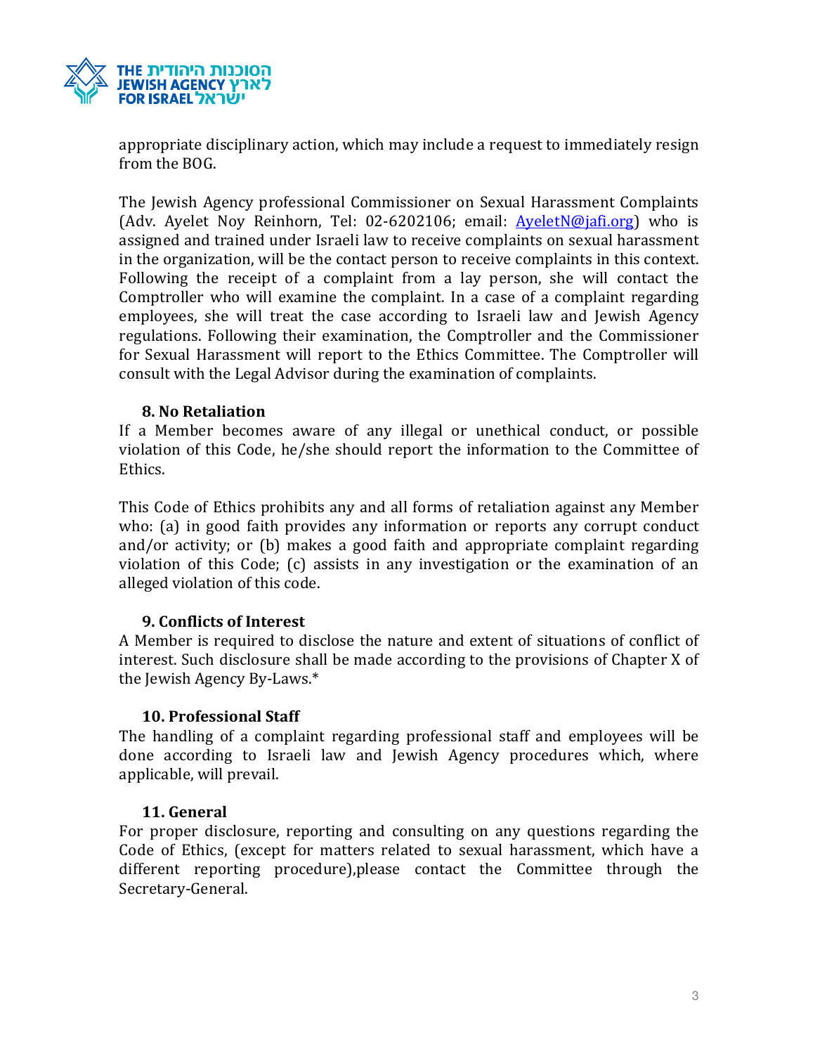appropriate disciplinary action, which may include a request to immediately resign from the BOG.

The Jewish Agency professional Commissioner on Sexual Harassment Complaints (Adv. Ayelet Noy Reinhorn, Tel: 02-6202106; email: AyeletN@jafi.org) who is assigned and trained under Israeli law to receive complaints on sexual harassment in the organization, will be the contact person to receive complaints in this context. Following the receipt of a complaint from a lay person, she will contact the Comptroller who will examine the complaint. In a case of a complaint regarding employees, she will treat the case according to Israeli law and Jewish Agency regulations. Following their examination, the Comptroller and the Commissioner for Sexual Harassment will report to the Ethics Committee. The Comptroller will consult with the Legal Advisor during the examination of complaints.

### 8. No Retaliation

If a Member becomes aware of any illegal or unethical conduct, or possible violation of this Code, he/she should report the information to the Committee of Ethics.

This Code of Ethics prohibits any and all forms of retaliation against any Member who: (a) in good faith provides any information or reports any corrupt conduct and/or activity; or (b) makes a good faith and appropriate complaint regarding violation of this Code; (c) assists in any investigation or the examination of an alleged violation of this code.

### 9. Conflicts of Interest

A Member is required to disclose the nature and extent of situations of conflict of interest. Such disclosure shall be made according to the provisions of Chapter X of the Jewish Agency By-Laws.*

### 10. Professional Staff

The handling of a complaint regarding professional staff and employees will be done according to Israeli law and Jewish Agency procedures which, where applicable, will prevail.

### 11. General

For proper disclosure, reporting and consulting on any questions regarding the Code of Ethics, (except for matters related to sexual harassment, which have a different reporting procedure),please contact the Committee through the Secretary-General.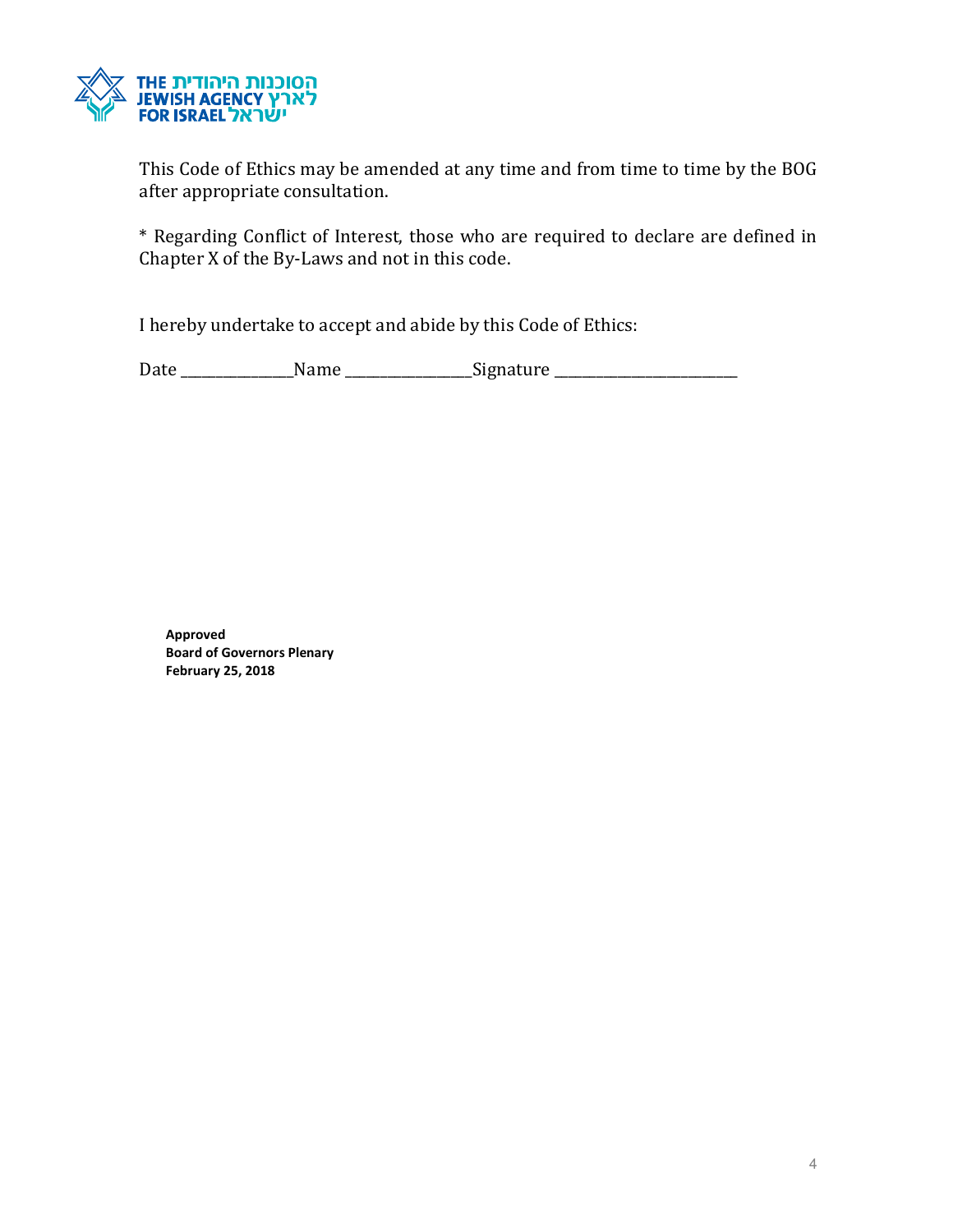This Code of Ethics may be amended at any time and from time to time by the BOG after appropriate consultation.

* Regarding Conflict of Interest, those who are required to declare are defined in Chapter X of the By-Laws and not in this code.

I hereby undertake to accept and abide by this Code of Ethics:

Date ______________Name ________________Signature _______________________

**Approved**
**Board of Governors Plenary**
**February 25, 2018**